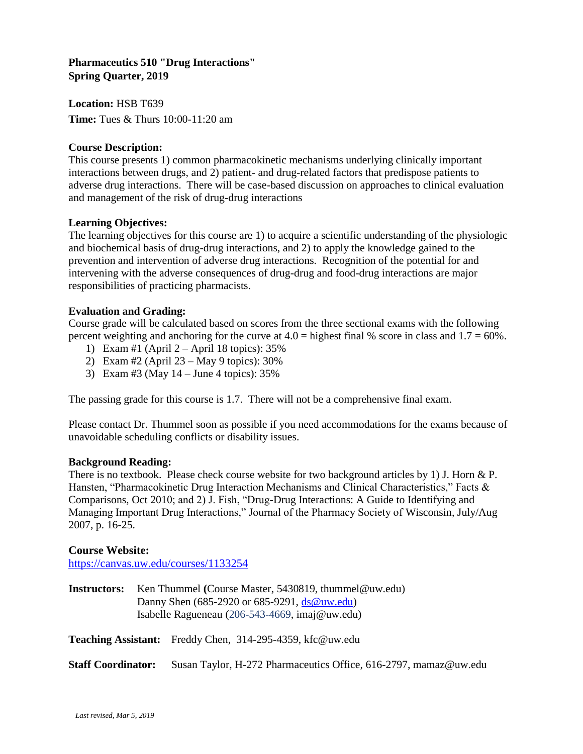**Pharmaceutics 510 "Drug Interactions"**
**Spring Quarter, 2019**

**Location:** HSB T639

**Time:** Tues & Thurs 10:00-11:20 am

**Course Description:**
This course presents 1) common pharmacokinetic mechanisms underlying clinically important interactions between drugs, and 2) patient- and drug-related factors that predispose patients to adverse drug interactions. There will be case-based discussion on approaches to clinical evaluation and management of the risk of drug-drug interactions

**Learning Objectives:**
The learning objectives for this course are 1) to acquire a scientific understanding of the physiologic and biochemical basis of drug-drug interactions, and 2) to apply the knowledge gained to the prevention and intervention of adverse drug interactions. Recognition of the potential for and intervening with the adverse consequences of drug-drug and food-drug interactions are major responsibilities of practicing pharmacists.

**Evaluation and Grading:**
Course grade will be calculated based on scores from the three sectional exams with the following percent weighting and anchoring for the curve at 4.0 = highest final % score in class and 1.7 = 60%.

1) Exam #1 (April 2 – April 18 topics): 35%
2) Exam #2 (April 23 – May 9 topics): 30%
3) Exam #3 (May 14 – June 4 topics): 35%

The passing grade for this course is 1.7. There will not be a comprehensive final exam.

Please contact Dr. Thummel soon as possible if you need accommodations for the exams because of unavoidable scheduling conflicts or disability issues.

**Background Reading:**
There is no textbook. Please check course website for two background articles by 1) J. Horn & P. Hansten, "Pharmacokinetic Drug Interaction Mechanisms and Clinical Characteristics," Facts & Comparisons, Oct 2010; and 2) J. Fish, "Drug-Drug Interactions: A Guide to Identifying and Managing Important Drug Interactions," Journal of the Pharmacy Society of Wisconsin, July/Aug 2007, p. 16-25.

**Course Website:**
https://canvas.uw.edu/courses/1133254

**Instructors:** Ken Thummel (Course Master, 5430819, thummel@uw.edu)
Danny Shen (685-2920 or 685-9291, ds@uw.edu)
Isabelle Ragueneau (206-543-4669, imaj@uw.edu)

**Teaching Assistant:** Freddy Chen, 314-295-4359, kfc@uw.edu

**Staff Coordinator:** Susan Taylor, H-272 Pharmaceutics Office, 616-2797, mamaz@uw.edu

*Last revised, Mar 5, 2019*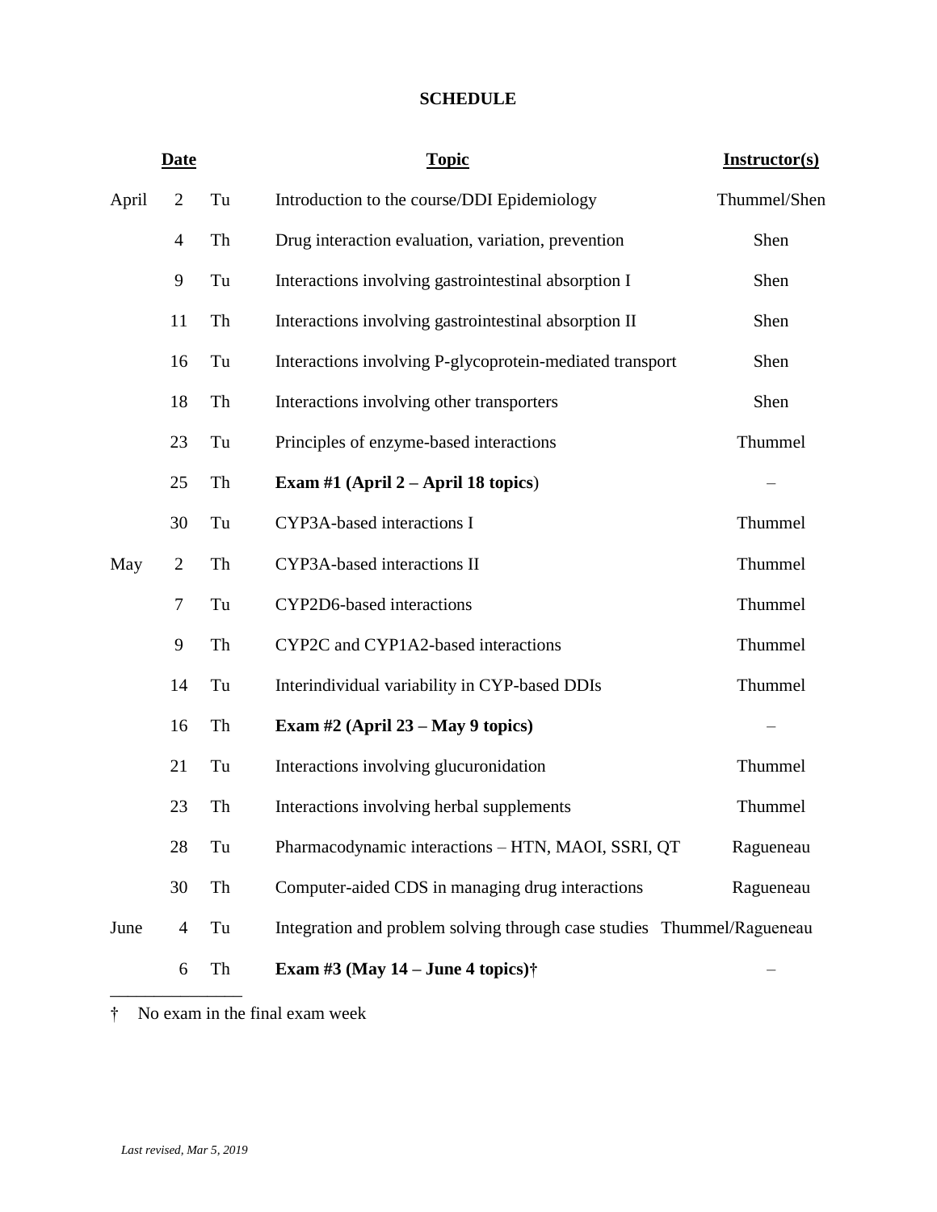**SCHEDULE**

| Date | | | Topic | Instructor(s) |
|---|---|---|---|---|
| April | 2 | Tu | Introduction to the course/DDI Epidemiology | Thummel/Shen |
| | 4 | Th | Drug interaction evaluation, variation, prevention | Shen |
| | 9 | Tu | Interactions involving gastrointestinal absorption I | Shen |
| | 11 | Th | Interactions involving gastrointestinal absorption II | Shen |
| | 16 | Tu | Interactions involving P-glycoprotein-mediated transport | Shen |
| | 18 | Th | Interactions involving other transporters | Shen |
| | 23 | Tu | Principles of enzyme-based interactions | Thummel |
| | 25 | Th | **Exam #1 (April 2 – April 18 topics**) | – |
| | 30 | Tu | CYP3A-based interactions I | Thummel |
| May | 2 | Th | CYP3A-based interactions II | Thummel |
| | 7 | Tu | CYP2D6-based interactions | Thummel |
| | 9 | Th | CYP2C and CYP1A2-based interactions | Thummel |
| | 14 | Tu | Interindividual variability in CYP-based DDIs | Thummel |
| | 16 | Th | **Exam #2 (April 23 – May 9 topics)** | – |
| | 21 | Tu | Interactions involving glucuronidation | Thummel |
| | 23 | Th | Interactions involving herbal supplements | Thummel |
| | 28 | Tu | Pharmacodynamic interactions – HTN, MAOI, SSRI, QT | Ragueneau |
| | 30 | Th | Computer-aided CDS in managing drug interactions | Ragueneau |
| June | 4 | Tu | Integration and problem solving through case studies | Thummel/Ragueneau |
| | 6 | Th | **Exam #3 (May 14 – June 4 topics)†** | – |

† No exam in the final exam week

*Last revised, Mar 5, 2019*